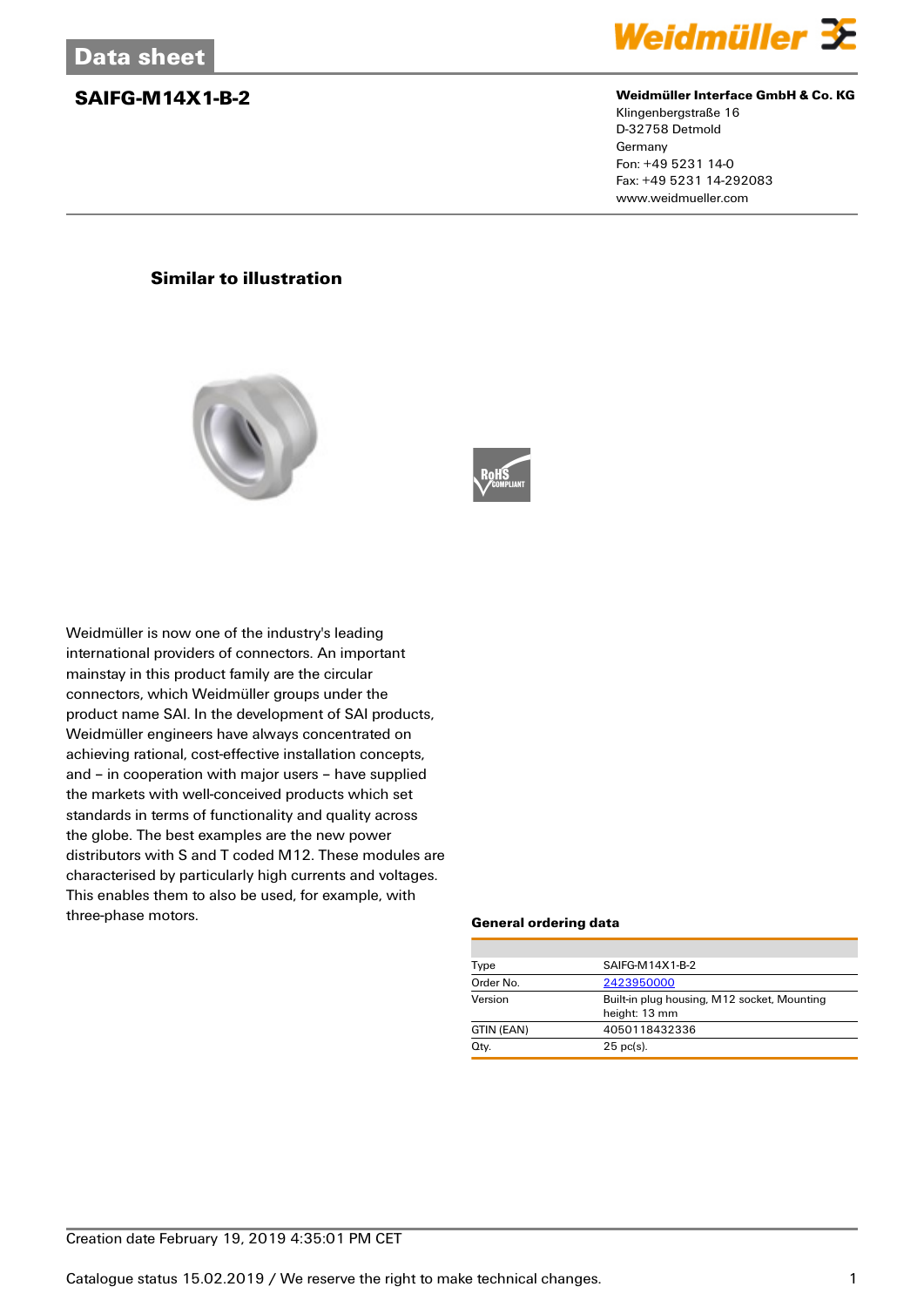# Data sheet

## SAIFG-M14X1-B-2

**Weidmüller Interface GmbH & Co. KG**
Klingenbergstraße 16
D-32758 Detmold
Germany
Fon: +49 5231 14-0
Fax: +49 5231 14-292083
www.weidmueller.com

**Similar to illustration**

Weidmüller is now one of the industry's leading international providers of connectors. An important mainstay in this product family are the circular connectors, which Weidmüller groups under the product name SAI. In the development of SAI products, Weidmüller engineers have always concentrated on achieving rational, cost-effective installation concepts, and – in cooperation with major users – have supplied the markets with well-conceived products which set standards in terms of functionality and quality across the globe. The best examples are the new power distributors with S and T coded M12. These modules are characterised by particularly high currents and voltages. This enables them to also be used, for example, with three-phase motors.

### General ordering data

| | |
|---|---|
| Type | SAIFG-M14X1-B-2 |
| Order No. | 2423950000 |
| Version | Built-in plug housing, M12 socket, Mounting height: 13 mm |
| GTIN (EAN) | 4050118432336 |
| Qty. | 25 pc(s). |

Creation date February 19, 2019 4:35:01 PM CET

Catalogue status 15.02.2019 / We reserve the right to make technical changes.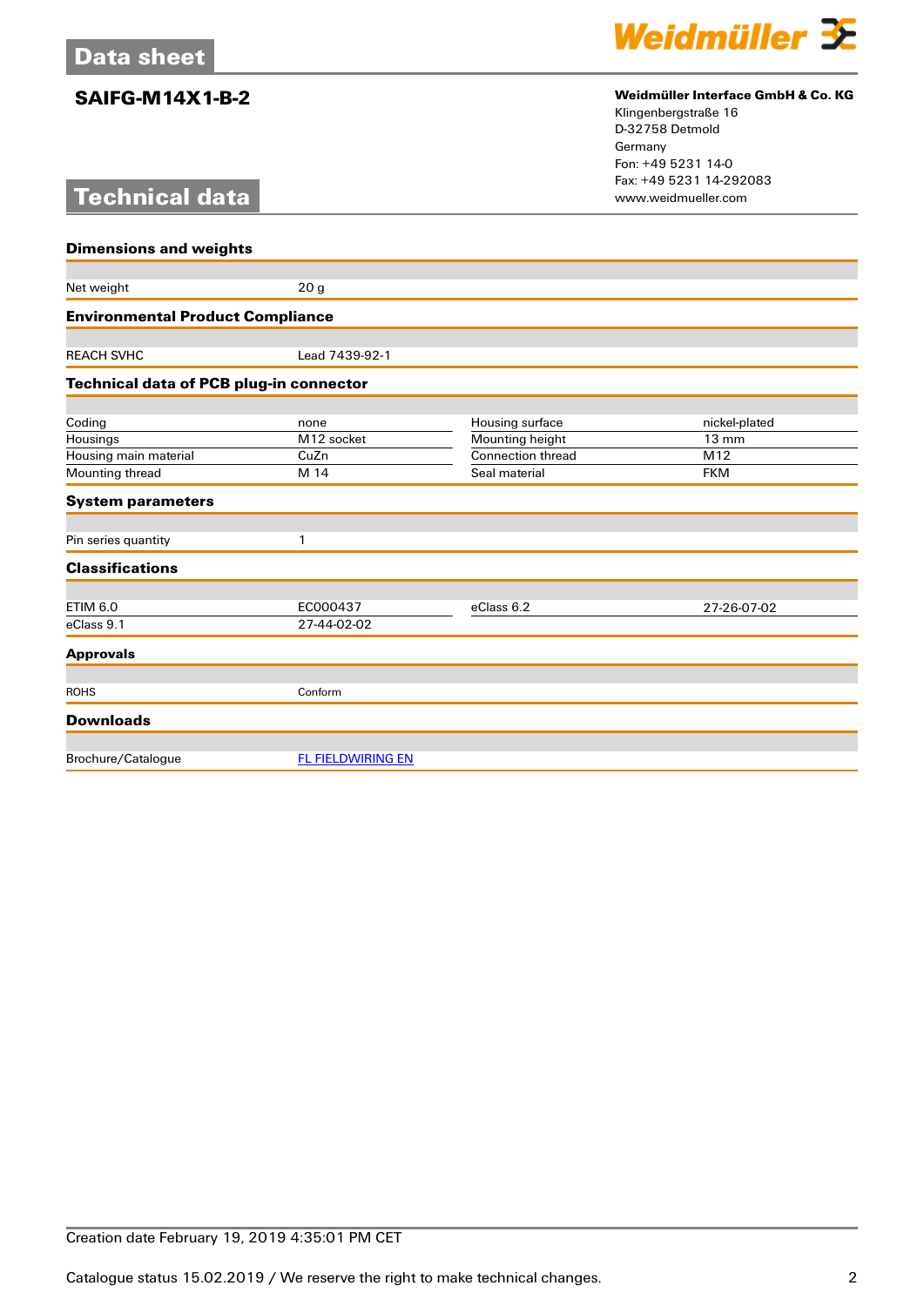# SAIFG-M14X1-B-2

**Weidmüller Interface GmbH & Co. KG**
Klingenbergstraße 16
D-32758 Detmold
Germany
Fon: +49 5231 14-0
Fax: +49 5231 14-292083
www.weidmueller.com

## Technical data

### Dimensions and weights

| | |
|---|---|
| Net weight | 20 g |

### Environmental Product Compliance

| | |
|---|---|
| REACH SVHC | Lead 7439-92-1 |

### Technical data of PCB plug-in connector

| | | | |
|---|---|---|---|
| Coding | none | Housing surface | nickel-plated |
| Housings | M12 socket | Mounting height | 13 mm |
| Housing main material | CuZn | Connection thread | M12 |
| Mounting thread | M 14 | Seal material | FKM |

### System parameters

| | |
|---|---|
| Pin series quantity | 1 |

### Classifications

| | | | |
|---|---|---|---|
| ETIM 6.0 | EC000437 | eClass 6.2 | 27-26-07-02 |
| eClass 9.1 | 27-44-02-02 | | |

### Approvals

| | |
|---|---|
| ROHS | Conform |

### Downloads

| | |
|---|---|
| Brochure/Catalogue | FL FIELDWIRING EN |

Creation date February 19, 2019 4:35:01 PM CET

Catalogue status 15.02.2019 / We reserve the right to make technical changes.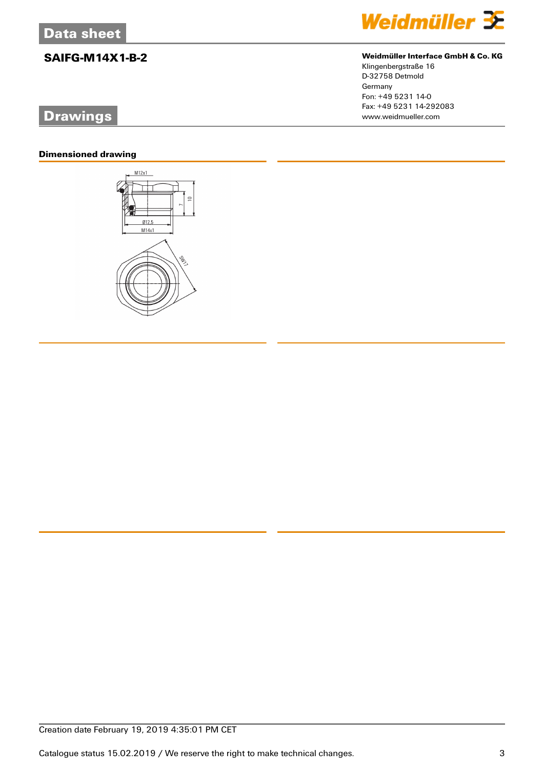## Data sheet

# SAIFG-M14X1-B-2

**Weidmüller Interface GmbH & Co. KG**
Klingenbergstraße 16
D-32758 Detmold
Germany
Fon: +49 5231 14-0
Fax: +49 5231 14-292083
www.weidmueller.com

## Drawings

### Dimensioned drawing

M12x1

10

7

Ø12,5

M14x1

SW17

Creation date February 19, 2019 4:35:01 PM CET

Catalogue status 15.02.2019 / We reserve the right to make technical changes.